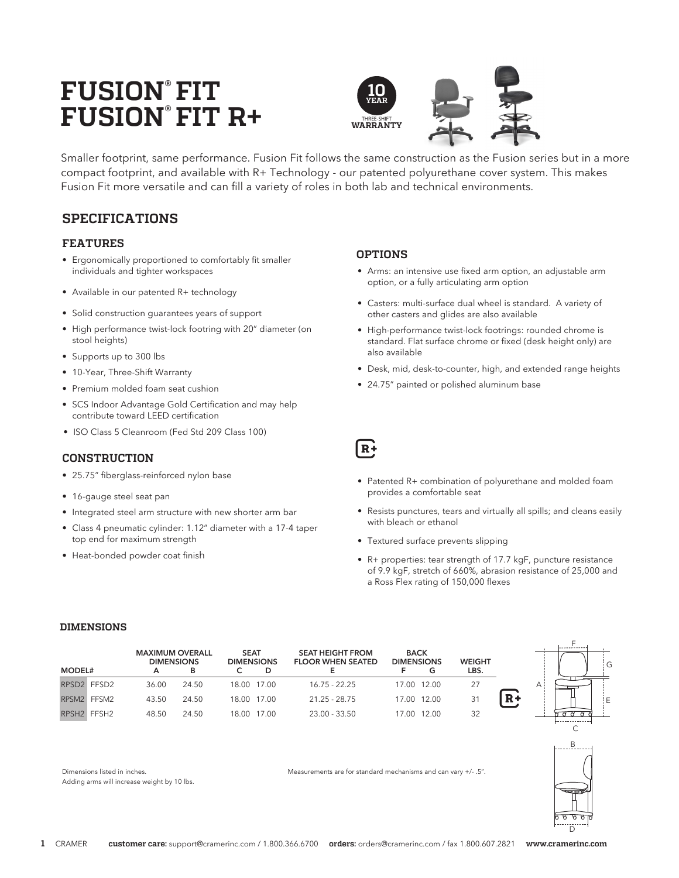# FUSION® FIT
# FUSION® FIT R+

10 YEAR THREE-SHIFT WARRANTY

Smaller footprint, same performance. Fusion Fit follows the same construction as the Fusion series but in a more compact footprint, and available with R+ Technology - our patented polyurethane cover system. This makes Fusion Fit more versatile and can fill a variety of roles in both lab and technical environments.

## SPECIFICATIONS

### FEATURES

- Ergonomically proportioned to comfortably fit smaller individuals and tighter workspaces
- Available in our patented R+ technology
- Solid construction guarantees years of support
- High performance twist-lock footring with 20" diameter (on stool heights)
- Supports up to 300 lbs
- 10-Year, Three-Shift Warranty
- Premium molded foam seat cushion
- SCS Indoor Advantage Gold Certification and may help contribute toward LEED certification
- ISO Class 5 Cleanroom (Fed Std 209 Class 100)

### CONSTRUCTION

- 25.75" fiberglass-reinforced nylon base
- 16-gauge steel seat pan
- Integrated steel arm structure with new shorter arm bar
- Class 4 pneumatic cylinder: 1.12" diameter with a 17-4 taper top end for maximum strength
- Heat-bonded powder coat finish

### OPTIONS

- Arms: an intensive use fixed arm option, an adjustable arm option, or a fully articulating arm option
- Casters: multi-surface dual wheel is standard. A variety of other casters and glides are also available
- High-performance twist-lock footrings: rounded chrome is standard. Flat surface chrome or fixed (desk height only) are also available
- Desk, mid, desk-to-counter, high, and extended range heights
- 24.75" painted or polished aluminum base

### R+

- Patented R+ combination of polyurethane and molded foam provides a comfortable seat
- Resists punctures, tears and virtually all spills; and cleans easily with bleach or ethanol
- Textured surface prevents slipping
- R+ properties: tear strength of 17.7 kgF, puncture resistance of 9.9 kgF, stretch of 660%, abrasion resistance of 25,000 and a Ross Flex rating of 150,000 flexes

### DIMENSIONS

| MODEL# | | MAXIMUM OVERALL DIMENSIONS A | B | SEAT DIMENSIONS C | D | SEAT HEIGHT FROM FLOOR WHEN SEATED E | BACK DIMENSIONS F | G | WEIGHT LBS. |
|---|---|---|---|---|---|---|---|---|---|
| RPSD2 | FFSD2 | 36.00 | 24.50 | 18.00 | 17.00 | 16.75 - 22.25 | 17.00 | 12.00 | 27 |
| RPSM2 | FFSM2 | 43.50 | 24.50 | 18.00 | 17.00 | 21.25 - 28.75 | 17.00 | 12.00 | 31 |
| RPSH2 | FFSH2 | 48.50 | 24.50 | 18.00 | 17.00 | 23.00 - 33.50 | 17.00 | 12.00 | 32 |

Dimensions listed in inches.
Adding arms will increase weight by 10 lbs.

Measurements are for standard mechanisms and can vary +/- .5".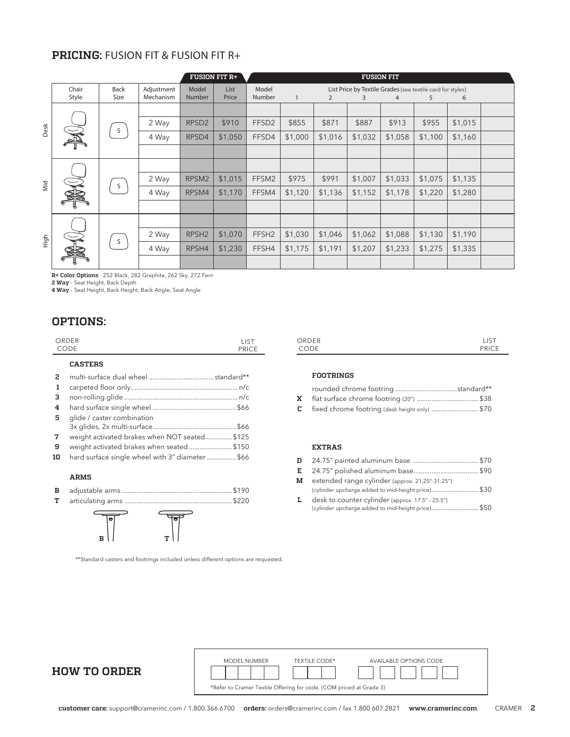## PRICING: FUSION FIT & FUSION FIT R+

| | Chair Style | Back Size | Adjustment Mechanism | FUSION FIT R+ Model Number | FUSION FIT R+ List Price | FUSION FIT Model Number | List Price by Textile Grades (see textile card for styles) 1 | 2 | 3 | 4 | 5 | 6 |
|---|---|---|---|---|---|---|---|---|---|---|---|---|
| Desk | | S | 2 Way | RPSD2 | $910 | FFSD2 | $855 | $871 | $887 | $913 | $955 | $1,015 |
| | | | 4 Way | RPSD4 | $1,050 | FFSD4 | $1,000 | $1,016 | $1,032 | $1,058 | $1,100 | $1,160 |
| Mid | | S | 2 Way | RPSM2 | $1,015 | FFSM2 | $975 | $991 | $1,007 | $1,033 | $1,075 | $1,135 |
| | | | 4 Way | RPSM4 | $1,170 | FFSM4 | $1,120 | $1,136 | $1,152 | $1,178 | $1,220 | $1,280 |
| High | | S | 2 Way | RPSH2 | $1,070 | FFSH2 | $1,030 | $1,046 | $1,062 | $1,088 | $1,130 | $1,190 |
| | | | 4 Way | RPSH4 | $1,230 | FFSH4 | $1,175 | $1,191 | $1,207 | $1,233 | $1,275 | $1,335 |

**R+ Color Options** - 252 Black, 282 Graphite, 262 Sky, 272 Fern
**2 Way** - Seat Height, Back Depth
**4 Way** - Seat Height, Back Height, Back Angle, Seat Angle

## OPTIONS:

| ORDER CODE | | LIST PRICE |
|---|---|---|
| | **CASTERS** | |
| 2 | multi-surface dual wheel | standard** |
| 1 | carpeted floor only | n/c |
| 3 | non-rolling glide | n/c |
| 4 | hard surface single wheel | $66 |
| 5 | glide / caster combination 3x glides, 2x multi-surface | $66 |
| 7 | weight activated brakes when NOT seated | $125 |
| 9 | weight activated brakes when seated | $150 |
| 10 | hard surface single wheel with 3" diameter | $66 |
| | **ARMS** | |
| B | adjustable arms | $190 |
| T | articulating arms | $220 |

B T

| ORDER CODE | | LIST PRICE |
|---|---|---|
| | **FOOTRINGS** | |
| | rounded chrome footring | standard** |
| X | flat surface chrome footring (20") | $38 |
| C | fixed chrome footring (desk height only) | $70 |
| | **EXTRAS** | |
| D | 24.75" painted aluminum base | $70 |
| E | 24.75" polished aluminum base | $90 |
| M | extended range cylinder (approx. 21.25"-31.25") (cylinder upcharge added to mid-height price) | $30 |
| L | desk to counter cylinder (approx. 17.5" - 25.5") (cylinder upcharge added to mid-height price) | $50 |

**Standard casters and footrings included unless different options are requested.

## HOW TO ORDER

MODEL NUMBER | TEXTILE CODE* | AVAILABLE OPTIONS CODE

*Refer to Cramer Textile Offering for code. (COM priced at Grade 3)

**customer care:** support@cramerinc.com / 1.800.366.6700 **orders:** orders@cramerinc.com / fax 1.800.607.2821 **www.cramerinc.com**